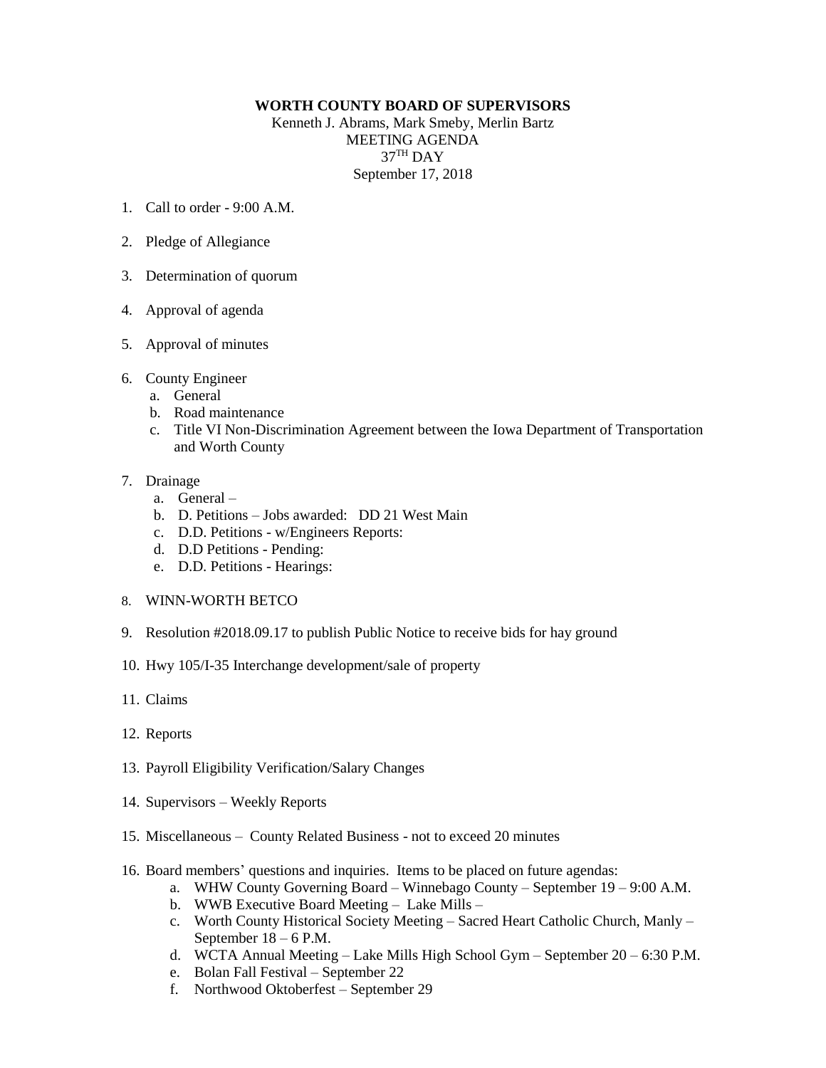**WORTH COUNTY BOARD OF SUPERVISORS**

Kenneth J. Abrams, Mark Smeby, Merlin Bartz

MEETING AGENDA

37TH DAY

September 17, 2018

1. Call to order - 9:00 A.M.

2. Pledge of Allegiance

3. Determination of quorum

4. Approval of agenda

5. Approval of minutes

6. County Engineer
   a. General
   b. Road maintenance
   c. Title VI Non-Discrimination Agreement between the Iowa Department of Transportation and Worth County

7. Drainage
   a. General –
   b. D. Petitions – Jobs awarded: DD 21 West Main
   c. D.D. Petitions - w/Engineers Reports:
   d. D.D Petitions - Pending:
   e. D.D. Petitions - Hearings:

8. WINN-WORTH BETCO

9. Resolution #2018.09.17 to publish Public Notice to receive bids for hay ground

10. Hwy 105/I-35 Interchange development/sale of property

11. Claims

12. Reports

13. Payroll Eligibility Verification/Salary Changes

14. Supervisors – Weekly Reports

15. Miscellaneous – County Related Business - not to exceed 20 minutes

16. Board members' questions and inquiries. Items to be placed on future agendas:
    a. WHW County Governing Board – Winnebago County – September 19 – 9:00 A.M.
    b. WWB Executive Board Meeting – Lake Mills –
    c. Worth County Historical Society Meeting – Sacred Heart Catholic Church, Manly – September 18 – 6 P.M.
    d. WCTA Annual Meeting – Lake Mills High School Gym – September 20 – 6:30 P.M.
    e. Bolan Fall Festival – September 22
    f. Northwood Oktoberfest – September 29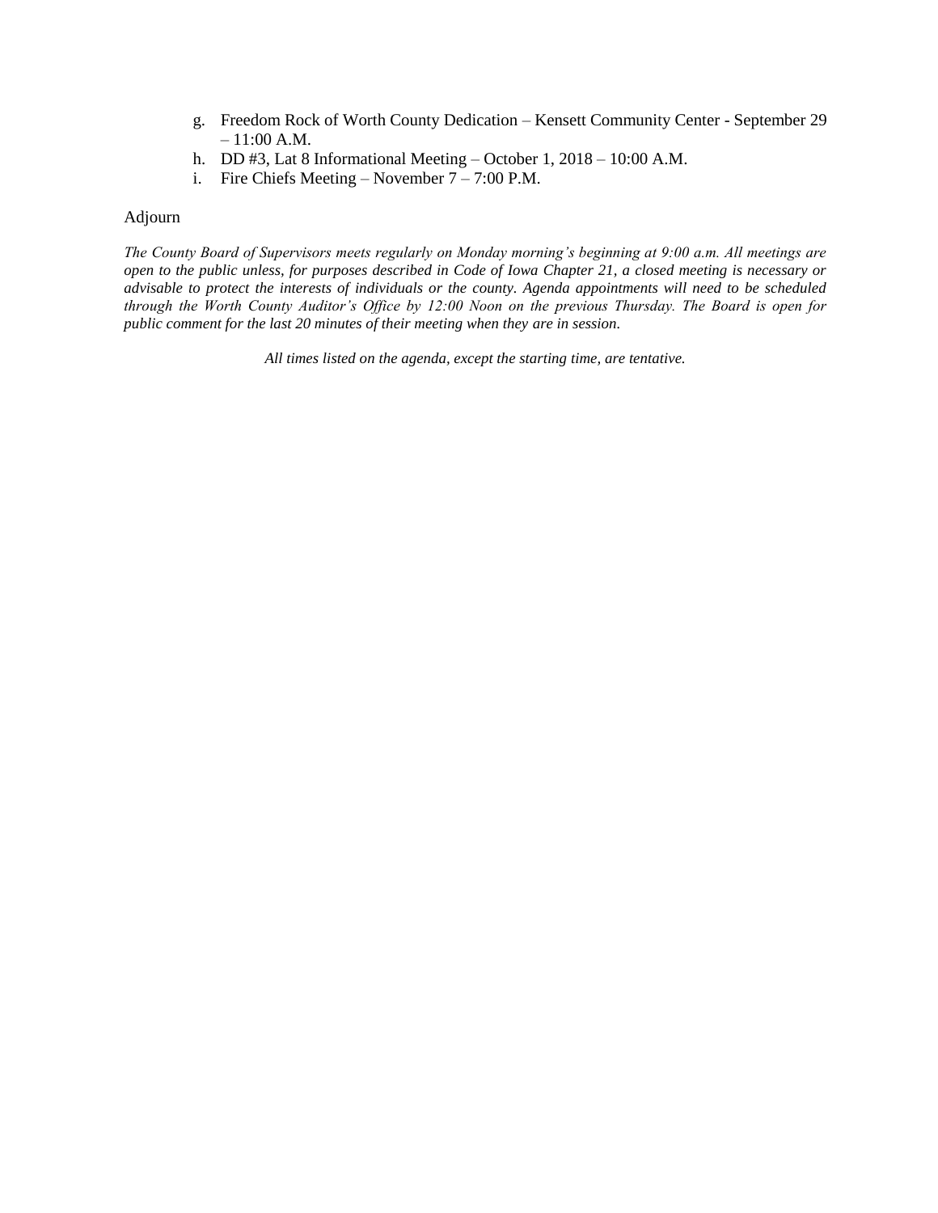g. Freedom Rock of Worth County Dedication – Kensett Community Center - September 29 – 11:00 A.M.
h. DD #3, Lat 8 Informational Meeting – October 1, 2018 – 10:00 A.M.
i. Fire Chiefs Meeting – November 7 – 7:00 P.M.

Adjourn

*The County Board of Supervisors meets regularly on Monday morning's beginning at 9:00 a.m. All meetings are open to the public unless, for purposes described in Code of Iowa Chapter 21, a closed meeting is necessary or advisable to protect the interests of individuals or the county. Agenda appointments will need to be scheduled through the Worth County Auditor's Office by 12:00 Noon on the previous Thursday. The Board is open for public comment for the last 20 minutes of their meeting when they are in session.*

*All times listed on the agenda, except the starting time, are tentative.*